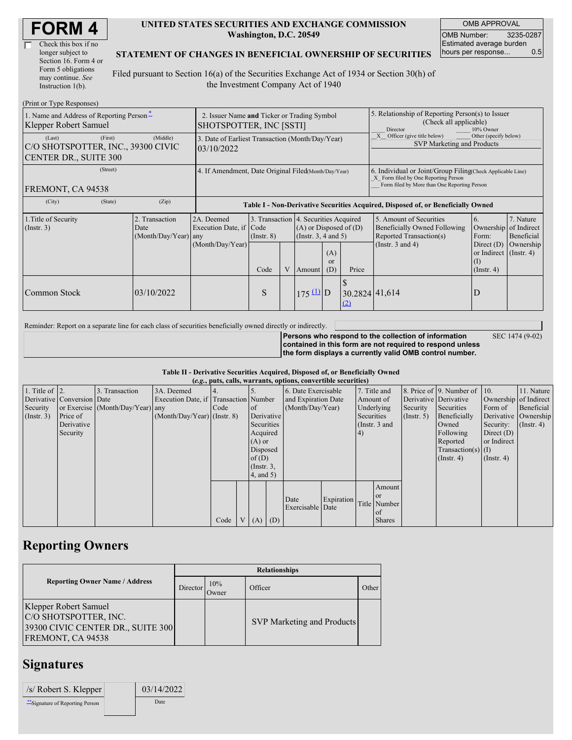# FORM 4

☐ Check this box if no longer subject to Section 16. Form 4 or Form 5 obligations may continue. *See* Instruction 1(b).

**UNITED STATES SECURITIES AND EXCHANGE COMMISSION**
**Washington, D.C. 20549**

**STATEMENT OF CHANGES IN BENEFICIAL OWNERSHIP OF SECURITIES**

Filed pursuant to Section 16(a) of the Securities Exchange Act of 1934 or Section 30(h) of the Investment Company Act of 1940

| OMB APPROVAL | |
|---|---|
| OMB Number: | 3235-0287 |
| Estimated average burden hours per response... | 0.5 |

(Print or Type Responses)

| 1. Name and Address of Reporting Person* | 2. Issuer Name and Ticker or Trading Symbol | 5. Relationship of Reporting Person(s) to Issuer (Check all applicable) |
|---|---|---|
| Klepper Robert Samuel | SHOTSPOTTER, INC [SSTI] | ___ Director ___ 10% Owner<br>_X_ Officer (give title below) ___ Other (specify below)<br>SVP Marketing and Products |
| (Last) (First) (Middle)<br>C/O SHOTSPOTTER, INC., 39300 CIVIC CENTER DR., SUITE 300 | 3. Date of Earliest Transaction (Month/Day/Year)<br>03/10/2022 | |
| (Street)<br>FREMONT, CA 94538 | 4. If Amendment, Date Original Filed (Month/Day/Year) | 6. Individual or Joint/Group Filing (Check Applicable Line)<br>_X_ Form filed by One Reporting Person<br>___ Form filed by More than One Reporting Person |
| (City) (State) (Zip) | | |

**Table I - Non-Derivative Securities Acquired, Disposed of, or Beneficially Owned**

| 1.Title of Security (Instr. 3) | 2. Transaction Date (Month/Day/Year) | 2A. Deemed Execution Date, if any (Month/Day/Year) | 3. Transaction Code (Instr. 8) | | 4. Securities Acquired (A) or Disposed of (D) (Instr. 3, 4 and 5) | | | 5. Amount of Securities Beneficially Owned Following Reported Transaction(s) (Instr. 3 and 4) | 6. Ownership Form: Direct (D) or Indirect (I) (Instr. 4) | 7. Nature of Indirect Beneficial Ownership (Instr. 4) |
|---|---|---|---|---|---|---|---|---|---|---|
| | | | Code | V | Amount | (A) or (D) | Price | | | |
| Common Stock | 03/10/2022 | | S | | 175 (1) | D | $ 30.2824 (2) | 41,614 | D | |

Reminder: Report on a separate line for each class of securities beneficially owned directly or indirectly.

**Persons who respond to the collection of information contained in this form are not required to respond unless the form displays a currently valid OMB control number.** SEC 1474 (9-02)

**Table II - Derivative Securities Acquired, Disposed of, or Beneficially Owned**
**(*e.g.*, puts, calls, warrants, options, convertible securities)**

| 1. Title of Derivative Security (Instr. 3) | 2. Conversion or Exercise Price of Derivative Security | 3. Transaction Date (Month/Day/Year) | 3A. Deemed Execution Date, if any (Month/Day/Year) | 4. Transaction Code (Instr. 8) | | 5. Number of Derivative Securities Acquired (A) or Disposed of (D) (Instr. 3, 4, and 5) | | 6. Date Exercisable and Expiration Date (Month/Day/Year) | | 7. Title and Amount of Underlying Securities (Instr. 3 and 4) | | 8. Price of Derivative Security (Instr. 5) | 9. Number of Derivative Securities Beneficially Owned Following Reported Transaction(s) (Instr. 4) | 10. Ownership Form of Derivative Security: Direct (D) or Indirect (I) (Instr. 4) | 11. Nature of Indirect Beneficial Ownership (Instr. 4) |
|---|---|---|---|---|---|---|---|---|---|---|---|---|---|---|---|
| | | | | Code | V | (A) | (D) | Date Exercisable | Expiration Date | Title | Amount or Number of Shares | | | | |

## Reporting Owners

| Reporting Owner Name / Address | Relationships | | | |
|---|---|---|---|---|
| | Director | 10% Owner | Officer | Other |
| Klepper Robert Samuel<br>C/O SHOTSPOTTER, INC.<br>39300 CIVIC CENTER DR., SUITE 300<br>FREMONT, CA 94538 | | | SVP Marketing and Products | |

## Signatures

| /s/ Robert S. Klepper | 03/14/2022 |
|---|---|
| **Signature of Reporting Person | Date |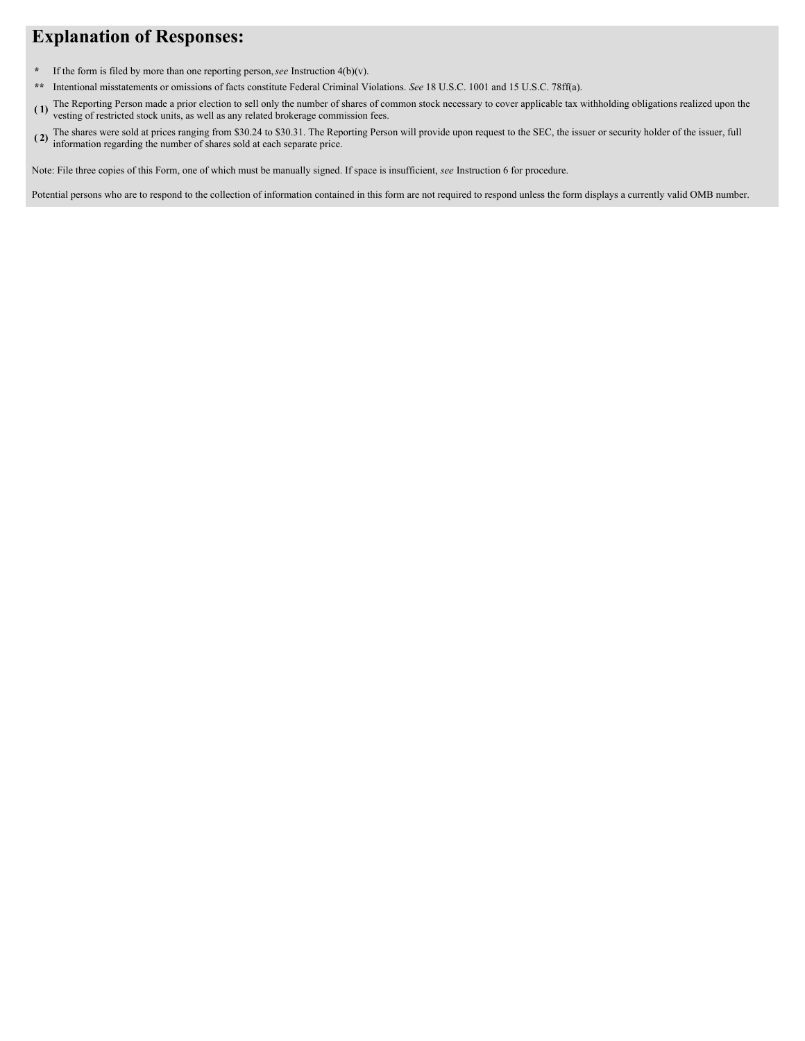# Explanation of Responses:

- \* If the form is filed by more than one reporting person, *see* Instruction 4(b)(v).
- \*\* Intentional misstatements or omissions of facts constitute Federal Criminal Violations. *See* 18 U.S.C. 1001 and 15 U.S.C. 78ff(a).
- ( 1) The Reporting Person made a prior election to sell only the number of shares of common stock necessary to cover applicable tax withholding obligations realized upon the vesting of restricted stock units, as well as any related brokerage commission fees.
- ( 2) The shares were sold at prices ranging from $30.24 to $30.31. The Reporting Person will provide upon request to the SEC, the issuer or security holder of the issuer, full information regarding the number of shares sold at each separate price.

Note: File three copies of this Form, one of which must be manually signed. If space is insufficient, *see* Instruction 6 for procedure.

Potential persons who are to respond to the collection of information contained in this form are not required to respond unless the form displays a currently valid OMB number.